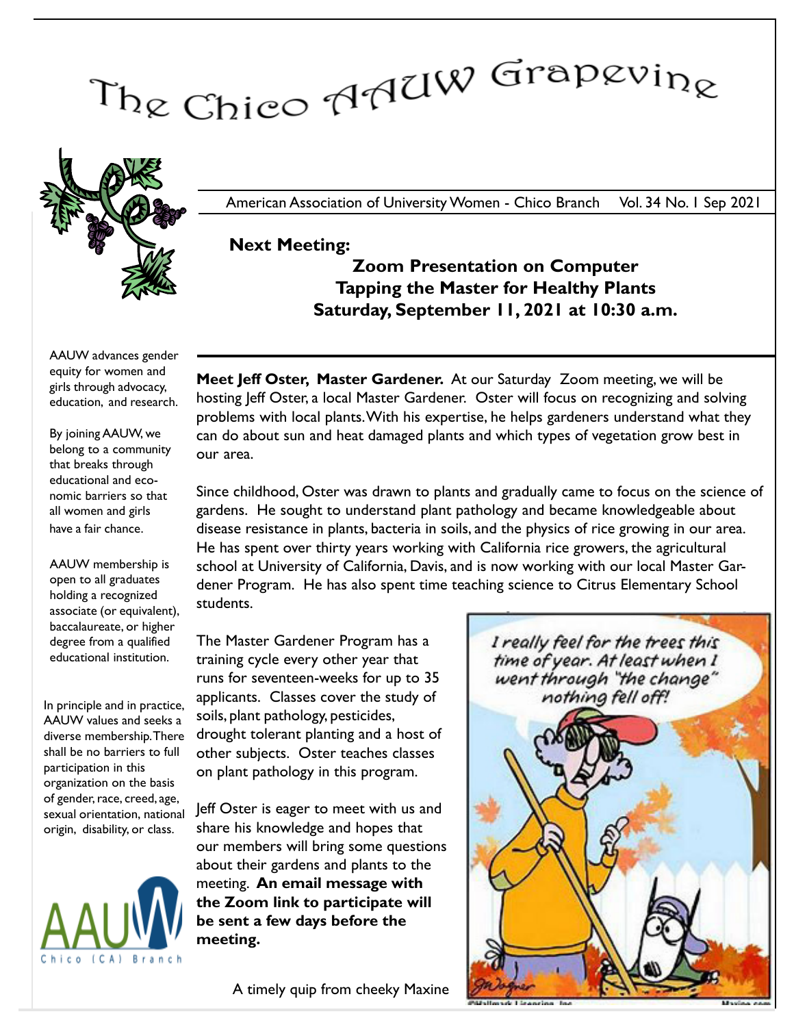# The Chico AAUW Grapevine

American Association of University Women - Chico Branch Vol. 34 No. 1 Sep 2021

**Next Meeting:**

**Zoom Presentation on Computer**
**Tapping the Master for Healthy Plants**
**Saturday, September 11, 2021 at 10:30 a.m.**

**Meet Jeff Oster, Master Gardener.** At our Saturday Zoom meeting, we will be hosting Jeff Oster, a local Master Gardener. Oster will focus on recognizing and solving problems with local plants. With his expertise, he helps gardeners understand what they can do about sun and heat damaged plants and which types of vegetation grow best in our area.

Since childhood, Oster was drawn to plants and gradually came to focus on the science of gardens. He sought to understand plant pathology and became knowledgeable about disease resistance in plants, bacteria in soils, and the physics of rice growing in our area. He has spent over thirty years working with California rice growers, the agricultural school at University of California, Davis, and is now working with our local Master Gardener Program. He has also spent time teaching science to Citrus Elementary School students.

The Master Gardener Program has a training cycle every other year that runs for seventeen-weeks for up to 35 applicants. Classes cover the study of soils, plant pathology, pesticides, drought tolerant planting and a host of other subjects. Oster teaches classes on plant pathology in this program.

Jeff Oster is eager to meet with us and share his knowledge and hopes that our members will bring some questions about their gardens and plants to the meeting. **An email message with the Zoom link to participate will be sent a few days before the meeting.**

A timely quip from cheeky Maxine

AAUW advances gender equity for women and girls through advocacy, education, and research.

By joining AAUW, we belong to a community that breaks through educational and economic barriers so that all women and girls have a fair chance.

AAUW membership is open to all graduates holding a recognized associate (or equivalent), baccalaureate, or higher degree from a qualified educational institution.

In principle and in practice, AAUW values and seeks a diverse membership. There shall be no barriers to full participation in this organization on the basis of gender, race, creed, age, sexual orientation, national origin, disability, or class.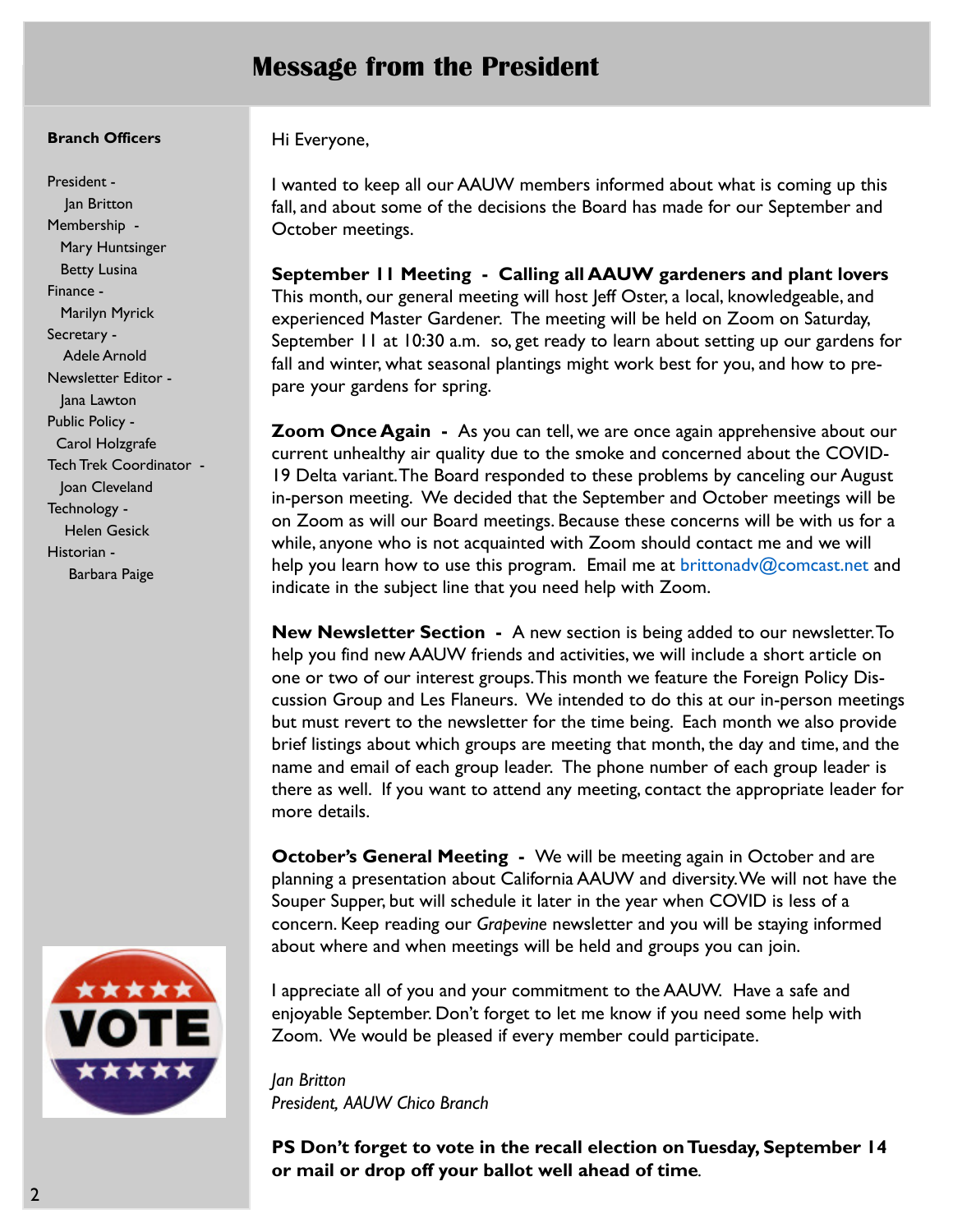# Message from the President

**Branch Officers**

President - Jan Britton
Membership - Mary Huntsinger, Betty Lusina
Finance - Marilyn Myrick
Secretary - Adele Arnold
Newsletter Editor - Jana Lawton
Public Policy - Carol Holzgrafe
Tech Trek Coordinator - Joan Cleveland
Technology - Helen Gesick
Historian - Barbara Paige

Hi Everyone,

I wanted to keep all our AAUW members informed about what is coming up this fall, and about some of the decisions the Board has made for our September and October meetings.

**September 11 Meeting - Calling all AAUW gardeners and plant lovers**
This month, our general meeting will host Jeff Oster, a local, knowledgeable, and experienced Master Gardener. The meeting will be held on Zoom on Saturday, September 11 at 10:30 a.m. so, get ready to learn about setting up our gardens for fall and winter, what seasonal plantings might work best for you, and how to prepare your gardens for spring.

**Zoom Once Again -** As you can tell, we are once again apprehensive about our current unhealthy air quality due to the smoke and concerned about the COVID-19 Delta variant. The Board responded to these problems by canceling our August in-person meeting. We decided that the September and October meetings will be on Zoom as will our Board meetings. Because these concerns will be with us for a while, anyone who is not acquainted with Zoom should contact me and we will help you learn how to use this program. Email me at brittonadv@comcast.net and indicate in the subject line that you need help with Zoom.

**New Newsletter Section -** A new section is being added to our newsletter. To help you find new AAUW friends and activities, we will include a short article on one or two of our interest groups. This month we feature the Foreign Policy Discussion Group and Les Flaneurs. We intended to do this at our in-person meetings but must revert to the newsletter for the time being. Each month we also provide brief listings about which groups are meeting that month, the day and time, and the name and email of each group leader. The phone number of each group leader is there as well. If you want to attend any meeting, contact the appropriate leader for more details.

**October's General Meeting -** We will be meeting again in October and are planning a presentation about California AAUW and diversity. We will not have the Souper Supper, but will schedule it later in the year when COVID is less of a concern. Keep reading our *Grapevine* newsletter and you will be staying informed about where and when meetings will be held and groups you can join.

I appreciate all of you and your commitment to the AAUW. Have a safe and enjoyable September. Don't forget to let me know if you need some help with Zoom. We would be pleased if every member could participate.

*Jan Britton*
*President, AAUW Chico Branch*

**PS Don't forget to vote in the recall election on Tuesday, September 14 or mail or drop off your ballot well ahead of time**.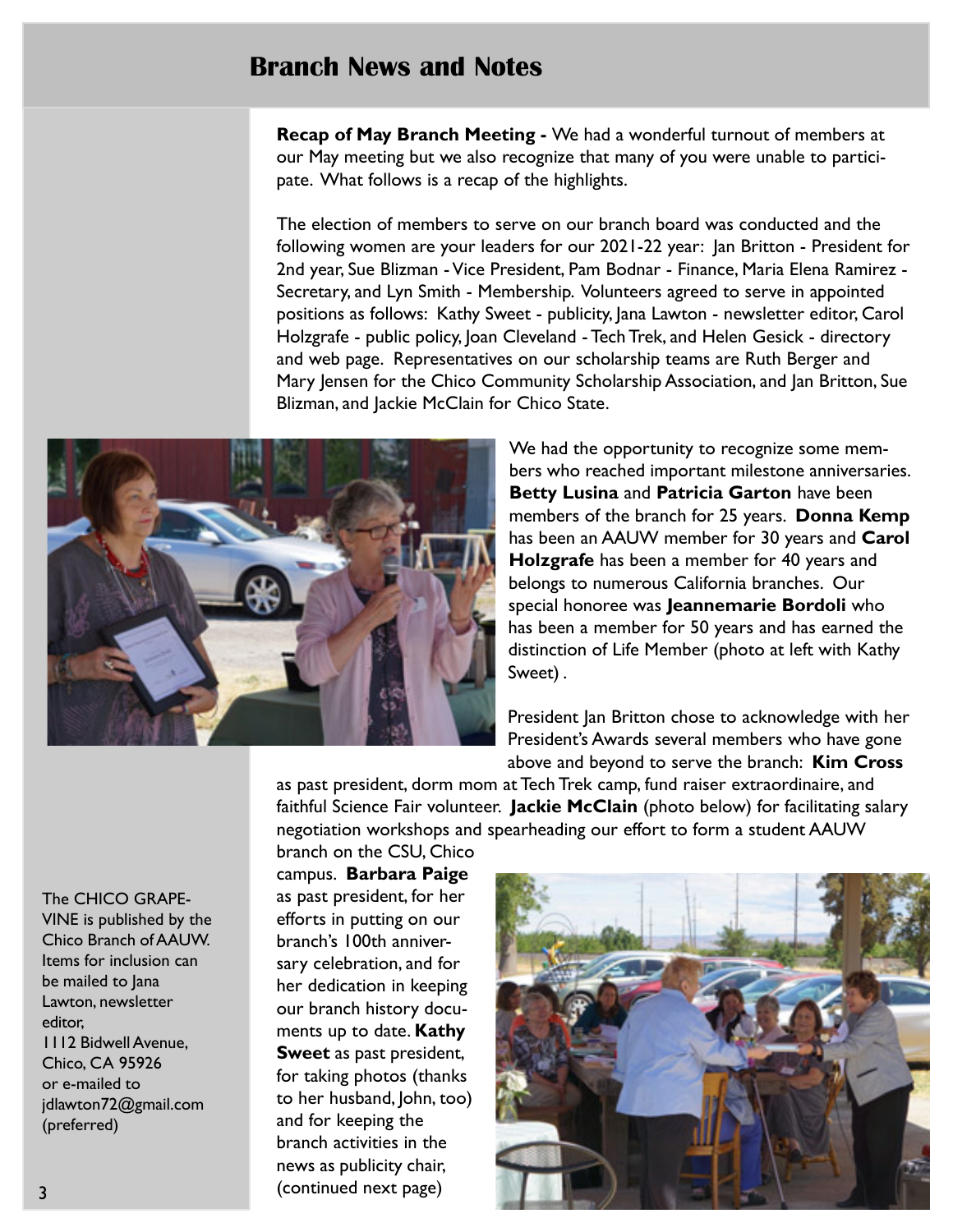## Branch News and Notes

**Recap of May Branch Meeting -** We had a wonderful turnout of members at our May meeting but we also recognize that many of you were unable to participate. What follows is a recap of the highlights.

The election of members to serve on our branch board was conducted and the following women are your leaders for our 2021-22 year: Jan Britton - President for 2nd year, Sue Blizman - Vice President, Pam Bodnar - Finance, Maria Elena Ramirez - Secretary, and Lyn Smith - Membership. Volunteers agreed to serve in appointed positions as follows: Kathy Sweet - publicity, Jana Lawton - newsletter editor, Carol Holzgrafe - public policy, Joan Cleveland - Tech Trek, and Helen Gesick - directory and web page. Representatives on our scholarship teams are Ruth Berger and Mary Jensen for the Chico Community Scholarship Association, and Jan Britton, Sue Blizman, and Jackie McClain for Chico State.

We had the opportunity to recognize some members who reached important milestone anniversaries. **Betty Lusina** and **Patricia Garton** have been members of the branch for 25 years. **Donna Kemp** has been an AAUW member for 30 years and **Carol Holzgrafe** has been a member for 40 years and belongs to numerous California branches. Our special honoree was **Jeannemarie Bordoli** who has been a member for 50 years and has earned the distinction of Life Member (photo at left with Kathy Sweet) .

President Jan Britton chose to acknowledge with her President's Awards several members who have gone above and beyond to serve the branch: **Kim Cross** as past president, dorm mom at Tech Trek camp, fund raiser extraordinaire, and faithful Science Fair volunteer. **Jackie McClain** (photo below) for facilitating salary negotiation workshops and spearheading our effort to form a student AAUW branch on the CSU, Chico campus. **Barbara Paige** as past president, for her efforts in putting on our branch's 100th anniversary celebration, and for her dedication in keeping our branch history documents up to date. **Kathy Sweet** as past president, for taking photos (thanks to her husband, John, too) and for keeping the branch activities in the news as publicity chair, (continued next page)

The CHICO GRAPEVINE is published by the Chico Branch of AAUW. Items for inclusion can be mailed to Jana Lawton, newsletter editor,
1112 Bidwell Avenue, Chico, CA 95926
or e-mailed to jdlawton72@gmail.com (preferred)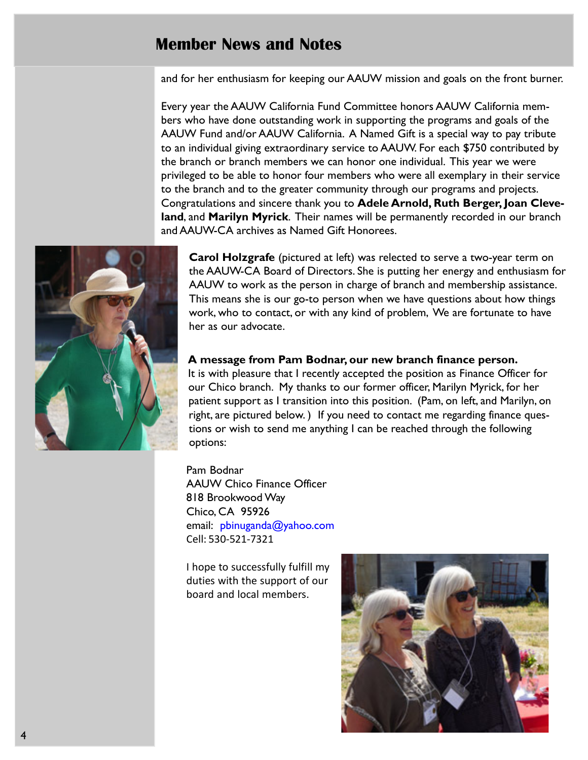## Member News and Notes

and for her enthusiasm for keeping our AAUW mission and goals on the front burner.

Every year the AAUW California Fund Committee honors AAUW California members who have done outstanding work in supporting the programs and goals of the AAUW Fund and/or AAUW California. A Named Gift is a special way to pay tribute to an individual giving extraordinary service to AAUW. For each $750 contributed by the branch or branch members we can honor one individual. This year we were privileged to be able to honor four members who were all exemplary in their service to the branch and to the greater community through our programs and projects. Congratulations and sincere thank you to **Adele Arnold, Ruth Berger, Joan Cleveland**, and **Marilyn Myrick**. Their names will be permanently recorded in our branch and AAUW-CA archives as Named Gift Honorees.

**Carol Holzgrafe** (pictured at left) was relected to serve a two-year term on the AAUW-CA Board of Directors. She is putting her energy and enthusiasm for AAUW to work as the person in charge of branch and membership assistance. This means she is our go-to person when we have questions about how things work, who to contact, or with any kind of problem, We are fortunate to have her as our advocate.

**A message from Pam Bodnar, our new branch finance person.**
It is with pleasure that I recently accepted the position as Finance Officer for our Chico branch. My thanks to our former officer, Marilyn Myrick, for her patient support as I transition into this position. (Pam, on left, and Marilyn, on right, are pictured below. ) If you need to contact me regarding finance questions or wish to send me anything I can be reached through the following options:

Pam Bodnar
AAUW Chico Finance Officer
818 Brookwood Way
Chico, CA 95926
email: pbinuganda@yahoo.com
Cell: 530-521-7321

I hope to successfully fulfill my duties with the support of our board and local members.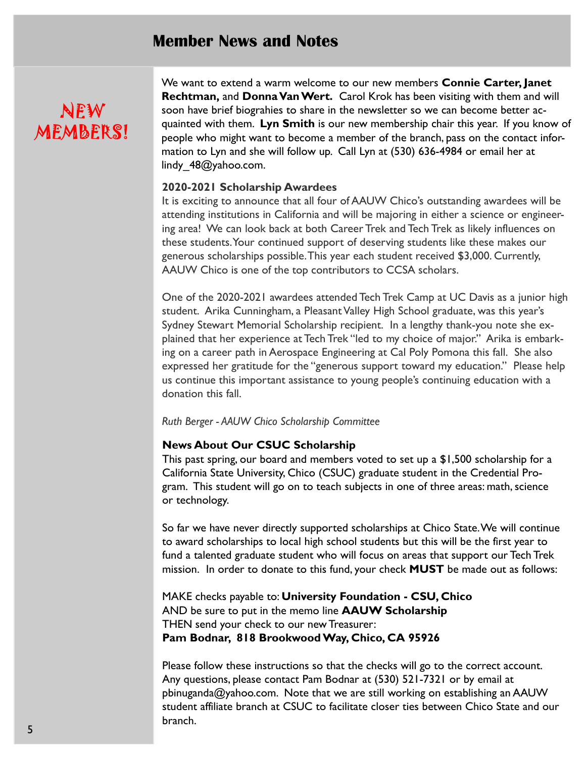# Member News and Notes

## NEW MEMBERS!

We want to extend a warm welcome to our new members **Connie Carter, Janet Rechtman,** and **Donna Van Wert.** Carol Krok has been visiting with them and will soon have brief biograhies to share in the newsletter so we can become better acquainted with them. **Lyn Smith** is our new membership chair this year. If you know of people who might want to become a member of the branch, pass on the contact information to Lyn and she will follow up. Call Lyn at (530) 636-4984 or email her at lindy_48@yahoo.com.

### 2020-2021 Scholarship Awardees

It is exciting to announce that all four of AAUW Chico's outstanding awardees will be attending institutions in California and will be majoring in either a science or engineering area! We can look back at both Career Trek and Tech Trek as likely influences on these students. Your continued support of deserving students like these makes our generous scholarships possible. This year each student received $3,000. Currently, AAUW Chico is one of the top contributors to CCSA scholars.

One of the 2020-2021 awardees attended Tech Trek Camp at UC Davis as a junior high student. Arika Cunningham, a Pleasant Valley High School graduate, was this year's Sydney Stewart Memorial Scholarship recipient. In a lengthy thank-you note she explained that her experience at Tech Trek "led to my choice of major." Arika is embarking on a career path in Aerospace Engineering at Cal Poly Pomona this fall. She also expressed her gratitude for the "generous support toward my education." Please help us continue this important assistance to young people's continuing education with a donation this fall.

*Ruth Berger - AAUW Chico Scholarship Committee*

### News About Our CSUC Scholarship

This past spring, our board and members voted to set up a $1,500 scholarship for a California State University, Chico (CSUC) graduate student in the Credential Program. This student will go on to teach subjects in one of three areas: math, science or technology.

So far we have never directly supported scholarships at Chico State. We will continue to award scholarships to local high school students but this will be the first year to fund a talented graduate student who will focus on areas that support our Tech Trek mission. In order to donate to this fund, your check **MUST** be made out as follows:

MAKE checks payable to: **University Foundation - CSU, Chico**
AND be sure to put in the memo line **AAUW Scholarship**
THEN send your check to our new Treasurer:
**Pam Bodnar, 818 Brookwood Way, Chico, CA 95926**

Please follow these instructions so that the checks will go to the correct account. Any questions, please contact Pam Bodnar at (530) 521-7321 or by email at pbinuganda@yahoo.com. Note that we are still working on establishing an AAUW student affiliate branch at CSUC to facilitate closer ties between Chico State and our branch.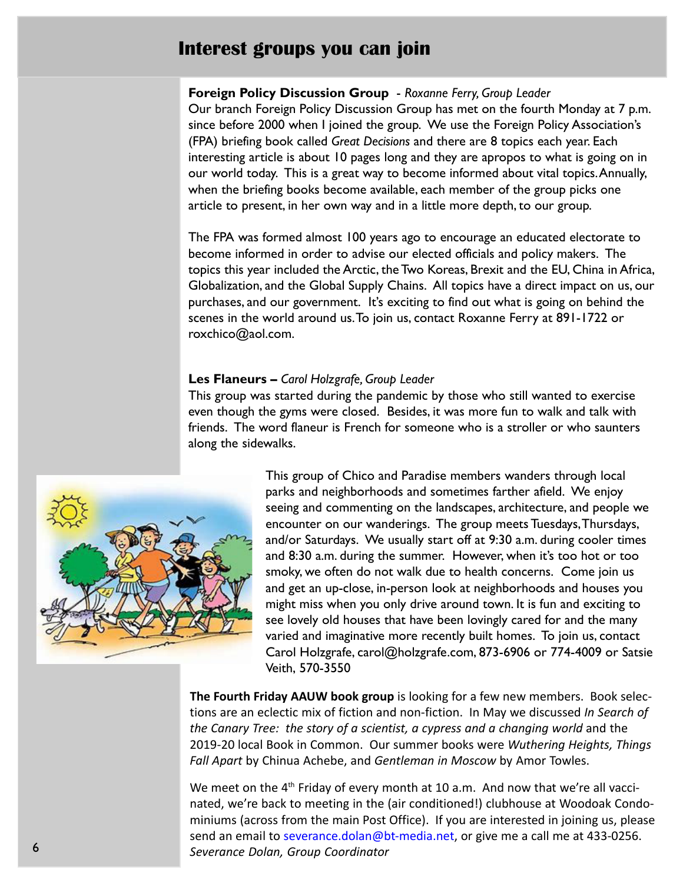# Interest groups you can join

**Foreign Policy Discussion Group** - *Roxanne Ferry, Group Leader*
Our branch Foreign Policy Discussion Group has met on the fourth Monday at 7 p.m. since before 2000 when I joined the group. We use the Foreign Policy Association's (FPA) briefing book called *Great Decisions* and there are 8 topics each year. Each interesting article is about 10 pages long and they are apropos to what is going on in our world today. This is a great way to become informed about vital topics. Annually, when the briefing books become available, each member of the group picks one article to present, in her own way and in a little more depth, to our group.

The FPA was formed almost 100 years ago to encourage an educated electorate to become informed in order to advise our elected officials and policy makers. The topics this year included the Arctic, the Two Koreas, Brexit and the EU, China in Africa, Globalization, and the Global Supply Chains. All topics have a direct impact on us, our purchases, and our government. It's exciting to find out what is going on behind the scenes in the world around us. To join us, contact Roxanne Ferry at 891-1722 or roxchico@aol.com.

**Les Flaneurs –** *Carol Holzgrafe, Group Leader*
This group was started during the pandemic by those who still wanted to exercise even though the gyms were closed. Besides, it was more fun to walk and talk with friends. The word flaneur is French for someone who is a stroller or who saunters along the sidewalks.

This group of Chico and Paradise members wanders through local parks and neighborhoods and sometimes farther afield. We enjoy seeing and commenting on the landscapes, architecture, and people we encounter on our wanderings. The group meets Tuesdays, Thursdays, and/or Saturdays. We usually start off at 9:30 a.m. during cooler times and 8:30 a.m. during the summer. However, when it's too hot or too smoky, we often do not walk due to health concerns. Come join us and get an up-close, in-person look at neighborhoods and houses you might miss when you only drive around town. It is fun and exciting to see lovely old houses that have been lovingly cared for and the many varied and imaginative more recently built homes. To join us, contact Carol Holzgrafe, carol@holzgrafe.com, 873-6906 or 774-4009 or Satsie Veith, 570-3550

**The Fourth Friday AAUW book group** is looking for a few new members. Book selections are an eclectic mix of fiction and non-fiction. In May we discussed *In Search of the Canary Tree: the story of a scientist, a cypress and a changing world* and the 2019-20 local Book in Common. Our summer books were *Wuthering Heights, Things Fall Apart* by Chinua Achebe, and *Gentleman in Moscow* by Amor Towles.

We meet on the 4th Friday of every month at 10 a.m. And now that we're all vaccinated, we're back to meeting in the (air conditioned!) clubhouse at Woodoak Condominiums (across from the main Post Office). If you are interested in joining us, please send an email to severance.dolan@bt-media.net, or give me a call me at 433-0256.
*Severance Dolan, Group Coordinator*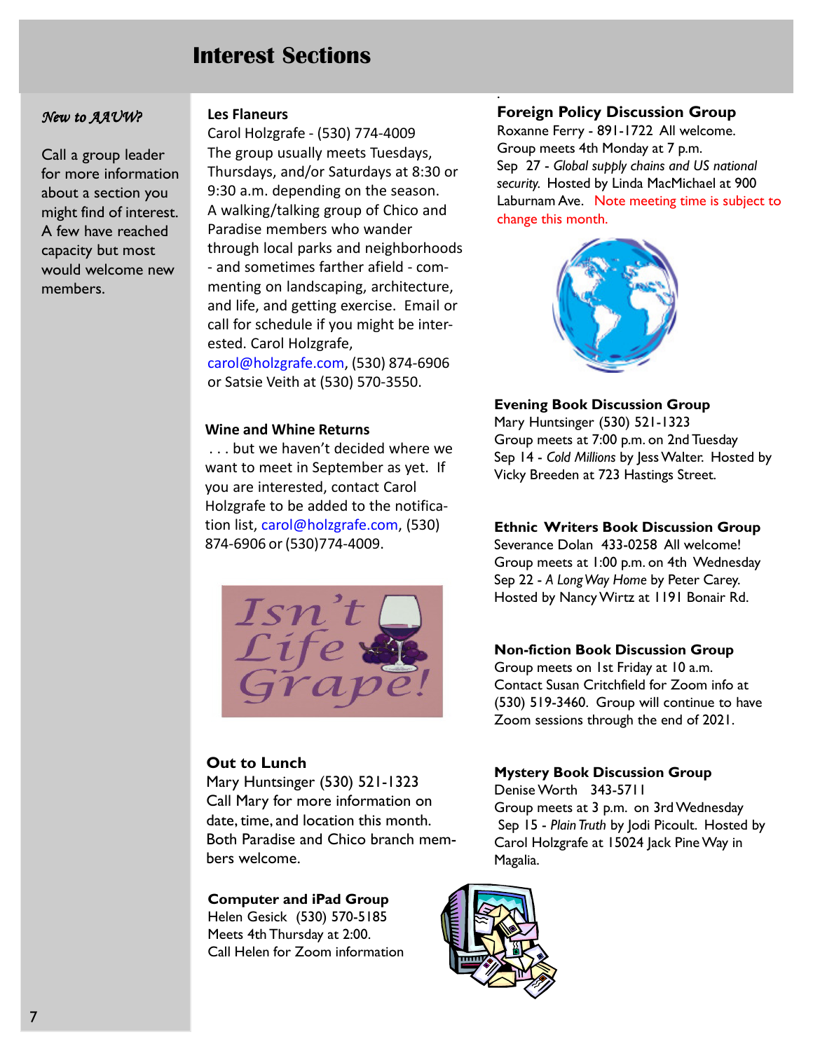# Interest Sections

*New to AAUW?*

Call a group leader for more information about a section you might find of interest. A few have reached capacity but most would welcome new members.

**Les Flaneurs**
Carol Holzgrafe - (530) 774-4009
The group usually meets Tuesdays, Thursdays, and/or Saturdays at 8:30 or 9:30 a.m. depending on the season. A walking/talking group of Chico and Paradise members who wander through local parks and neighborhoods - and sometimes farther afield - commenting on landscaping, architecture, and life, and getting exercise. Email or call for schedule if you might be interested. Carol Holzgrafe, carol@holzgrafe.com, (530) 874-6906 or Satsie Veith at (530) 570-3550.

**Wine and Whine Returns**
. . . but we haven't decided where we want to meet in September as yet. If you are interested, contact Carol Holzgrafe to be added to the notification list, carol@holzgrafe.com, (530) 874-6906 or (530)774-4009.

Isn't Life Grape!

**Out to Lunch**
Mary Huntsinger (530) 521-1323
Call Mary for more information on date, time, and location this month. Both Paradise and Chico branch members welcome.

**Computer and iPad Group**
Helen Gesick (530) 570-5185
Meets 4th Thursday at 2:00.
Call Helen for Zoom information

**Foreign Policy Discussion Group**
Roxanne Ferry - 891-1722 All welcome.
Group meets 4th Monday at 7 p.m.
Sep 27 - *Global supply chains and US national security.* Hosted by Linda MacMichael at 900 Laburnam Ave. Note meeting time is subject to change this month.

**Evening Book Discussion Group**
Mary Huntsinger (530) 521-1323
Group meets at 7:00 p.m. on 2nd Tuesday
Sep 14 - *Cold Millions* by Jess Walter. Hosted by Vicky Breeden at 723 Hastings Street.

**Ethnic Writers Book Discussion Group**
Severance Dolan 433-0258 All welcome!
Group meets at 1:00 p.m. on 4th Wednesday
Sep 22 - *A Long Way Home* by Peter Carey.
Hosted by Nancy Wirtz at 1191 Bonair Rd.

**Non-fiction Book Discussion Group**
Group meets on 1st Friday at 10 a.m.
Contact Susan Critchfield for Zoom info at (530) 519-3460. Group will continue to have Zoom sessions through the end of 2021.

**Mystery Book Discussion Group**
Denise Worth 343-5711
Group meets at 3 p.m. on 3rd Wednesday
Sep 15 - *Plain Truth* by Jodi Picoult. Hosted by Carol Holzgrafe at 15024 Jack Pine Way in Magalia.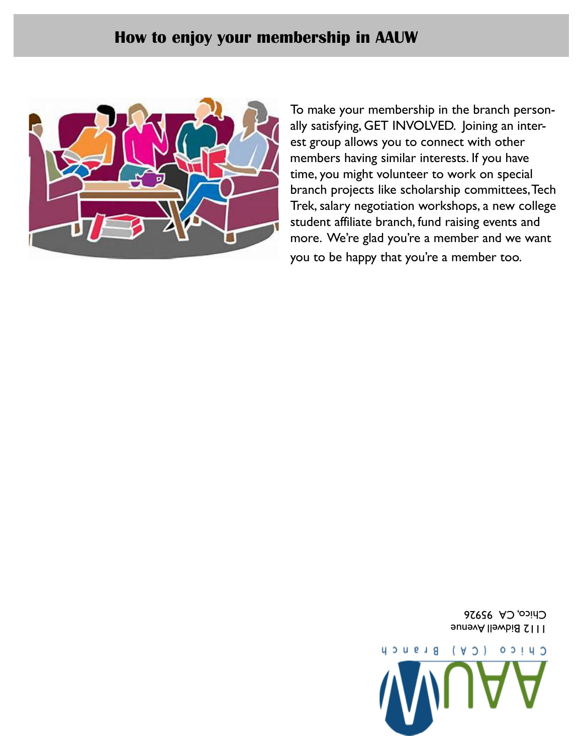## How to enjoy your membership in AAUW

To make your membership in the branch personally satisfying, GET INVOLVED. Joining an interest group allows you to connect with other members having similar interests. If you have time, you might volunteer to work on special branch projects like scholarship committees, Tech Trek, salary negotiation workshops, a new college student affiliate branch, fund raising events and more. We're glad you're a member and we want you to be happy that you're a member too.

AAUW
Chico (CA) Branch
1112 Bidwell Avenue
Chico, CA 95926